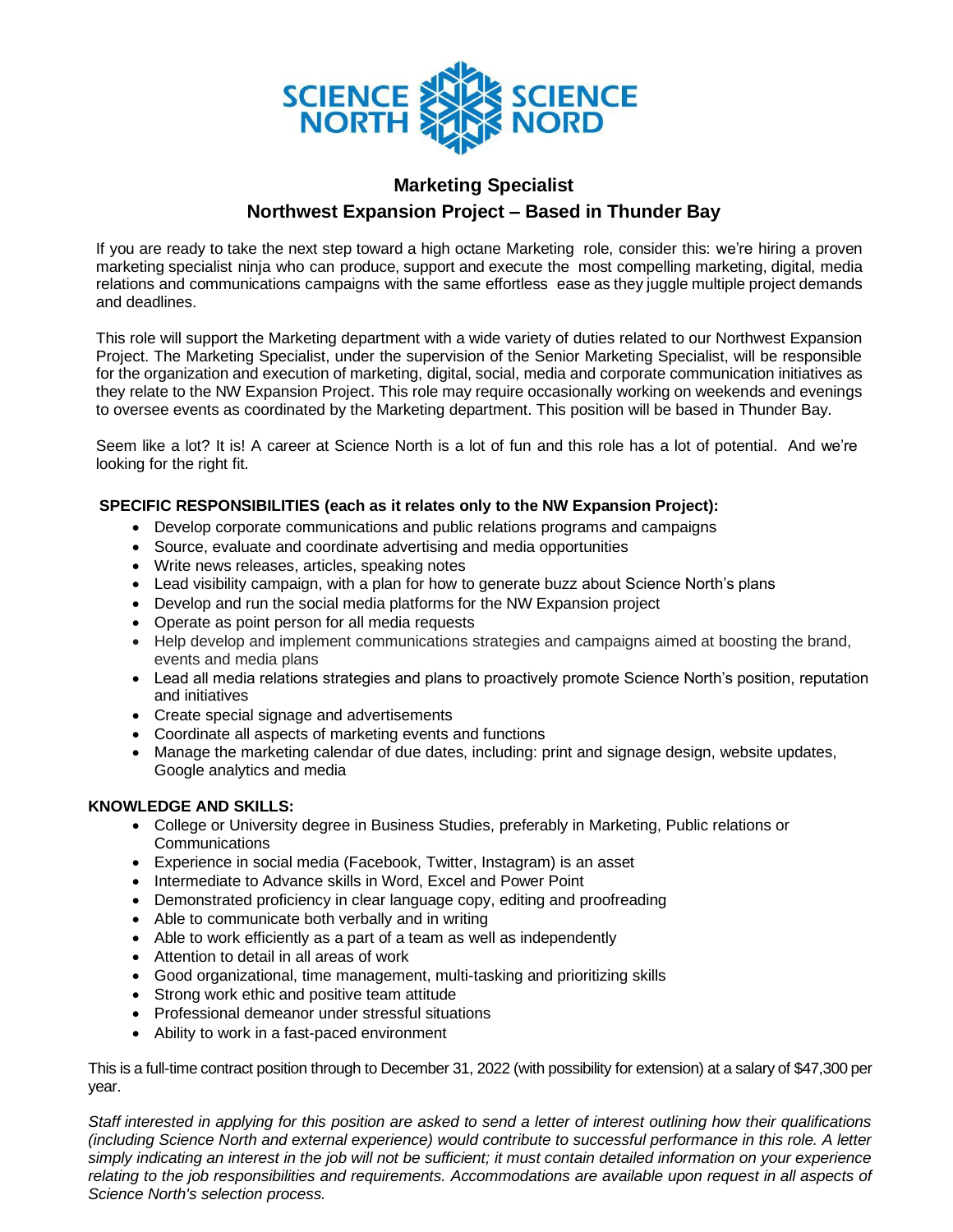SCIENCE NORTH SCIENCE NORD

## Marketing Specialist

## Northwest Expansion Project – Based in Thunder Bay

If you are ready to take the next step toward a high octane Marketing role, consider this: we're hiring a proven marketing specialist ninja who can produce, support and execute the most compelling marketing, digital, media relations and communications campaigns with the same effortless ease as they juggle multiple project demands and deadlines.

This role will support the Marketing department with a wide variety of duties related to our Northwest Expansion Project. The Marketing Specialist, under the supervision of the Senior Marketing Specialist, will be responsible for the organization and execution of marketing, digital, social, media and corporate communication initiatives as they relate to the NW Expansion Project. This role may require occasionally working on weekends and evenings to oversee events as coordinated by the Marketing department. This position will be based in Thunder Bay.

Seem like a lot? It is! A career at Science North is a lot of fun and this role has a lot of potential. And we're looking for the right fit.

**SPECIFIC RESPONSIBILITIES (each as it relates only to the NW Expansion Project):**

- Develop corporate communications and public relations programs and campaigns
- Source, evaluate and coordinate advertising and media opportunities
- Write news releases, articles, speaking notes
- Lead visibility campaign, with a plan for how to generate buzz about Science North's plans
- Develop and run the social media platforms for the NW Expansion project
- Operate as point person for all media requests
- Help develop and implement communications strategies and campaigns aimed at boosting the brand, events and media plans
- Lead all media relations strategies and plans to proactively promote Science North's position, reputation and initiatives
- Create special signage and advertisements
- Coordinate all aspects of marketing events and functions
- Manage the marketing calendar of due dates, including: print and signage design, website updates, Google analytics and media

**KNOWLEDGE AND SKILLS:**

- College or University degree in Business Studies, preferably in Marketing, Public relations or Communications
- Experience in social media (Facebook, Twitter, Instagram) is an asset
- Intermediate to Advance skills in Word, Excel and Power Point
- Demonstrated proficiency in clear language copy, editing and proofreading
- Able to communicate both verbally and in writing
- Able to work efficiently as a part of a team as well as independently
- Attention to detail in all areas of work
- Good organizational, time management, multi-tasking and prioritizing skills
- Strong work ethic and positive team attitude
- Professional demeanor under stressful situations
- Ability to work in a fast-paced environment

This is a full-time contract position through to December 31, 2022 (with possibility for extension) at a salary of $47,300 per year.

*Staff interested in applying for this position are asked to send a letter of interest outlining how their qualifications (including Science North and external experience) would contribute to successful performance in this role. A letter simply indicating an interest in the job will not be sufficient; it must contain detailed information on your experience relating to the job responsibilities and requirements. Accommodations are available upon request in all aspects of Science North's selection process.*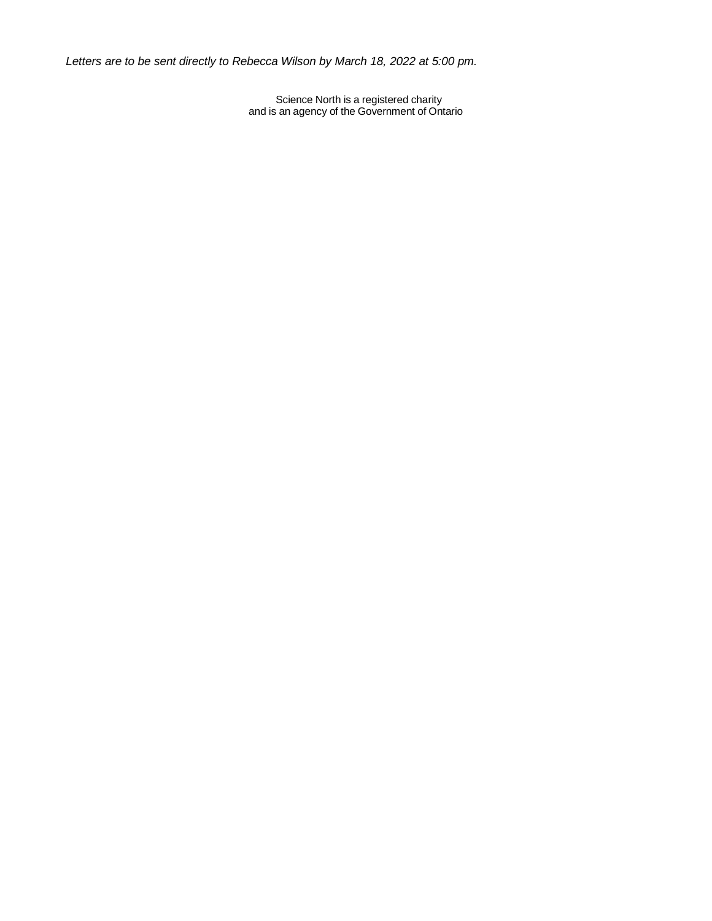*Letters are to be sent directly to Rebecca Wilson by March 18, 2022 at 5:00 pm.*

Science North is a registered charity
and is an agency of the Government of Ontario